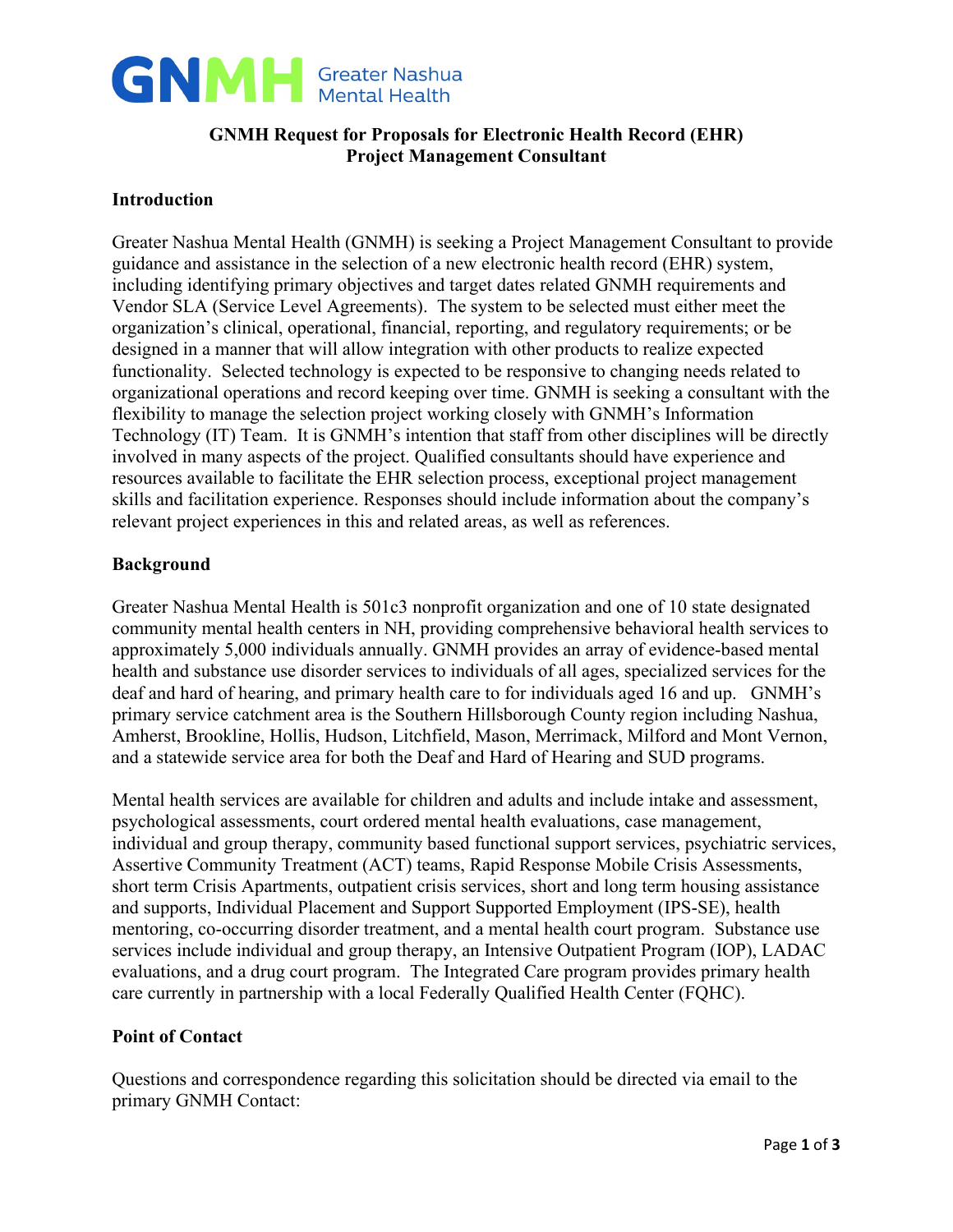# GNMH Greater Nashua Mental Health

## GNMH Request for Proposals for Electronic Health Record (EHR) Project Management Consultant

### Introduction

Greater Nashua Mental Health (GNMH) is seeking a Project Management Consultant to provide guidance and assistance in the selection of a new electronic health record (EHR) system, including identifying primary objectives and target dates related GNMH requirements and Vendor SLA (Service Level Agreements). The system to be selected must either meet the organization's clinical, operational, financial, reporting, and regulatory requirements; or be designed in a manner that will allow integration with other products to realize expected functionality. Selected technology is expected to be responsive to changing needs related to organizational operations and record keeping over time. GNMH is seeking a consultant with the flexibility to manage the selection project working closely with GNMH's Information Technology (IT) Team. It is GNMH's intention that staff from other disciplines will be directly involved in many aspects of the project. Qualified consultants should have experience and resources available to facilitate the EHR selection process, exceptional project management skills and facilitation experience. Responses should include information about the company's relevant project experiences in this and related areas, as well as references.

### Background

Greater Nashua Mental Health is 501c3 nonprofit organization and one of 10 state designated community mental health centers in NH, providing comprehensive behavioral health services to approximately 5,000 individuals annually. GNMH provides an array of evidence-based mental health and substance use disorder services to individuals of all ages, specialized services for the deaf and hard of hearing, and primary health care to for individuals aged 16 and up. GNMH's primary service catchment area is the Southern Hillsborough County region including Nashua, Amherst, Brookline, Hollis, Hudson, Litchfield, Mason, Merrimack, Milford and Mont Vernon, and a statewide service area for both the Deaf and Hard of Hearing and SUD programs.

Mental health services are available for children and adults and include intake and assessment, psychological assessments, court ordered mental health evaluations, case management, individual and group therapy, community based functional support services, psychiatric services, Assertive Community Treatment (ACT) teams, Rapid Response Mobile Crisis Assessments, short term Crisis Apartments, outpatient crisis services, short and long term housing assistance and supports, Individual Placement and Support Supported Employment (IPS-SE), health mentoring, co-occurring disorder treatment, and a mental health court program. Substance use services include individual and group therapy, an Intensive Outpatient Program (IOP), LADAC evaluations, and a drug court program. The Integrated Care program provides primary health care currently in partnership with a local Federally Qualified Health Center (FQHC).

### Point of Contact

Questions and correspondence regarding this solicitation should be directed via email to the primary GNMH Contact: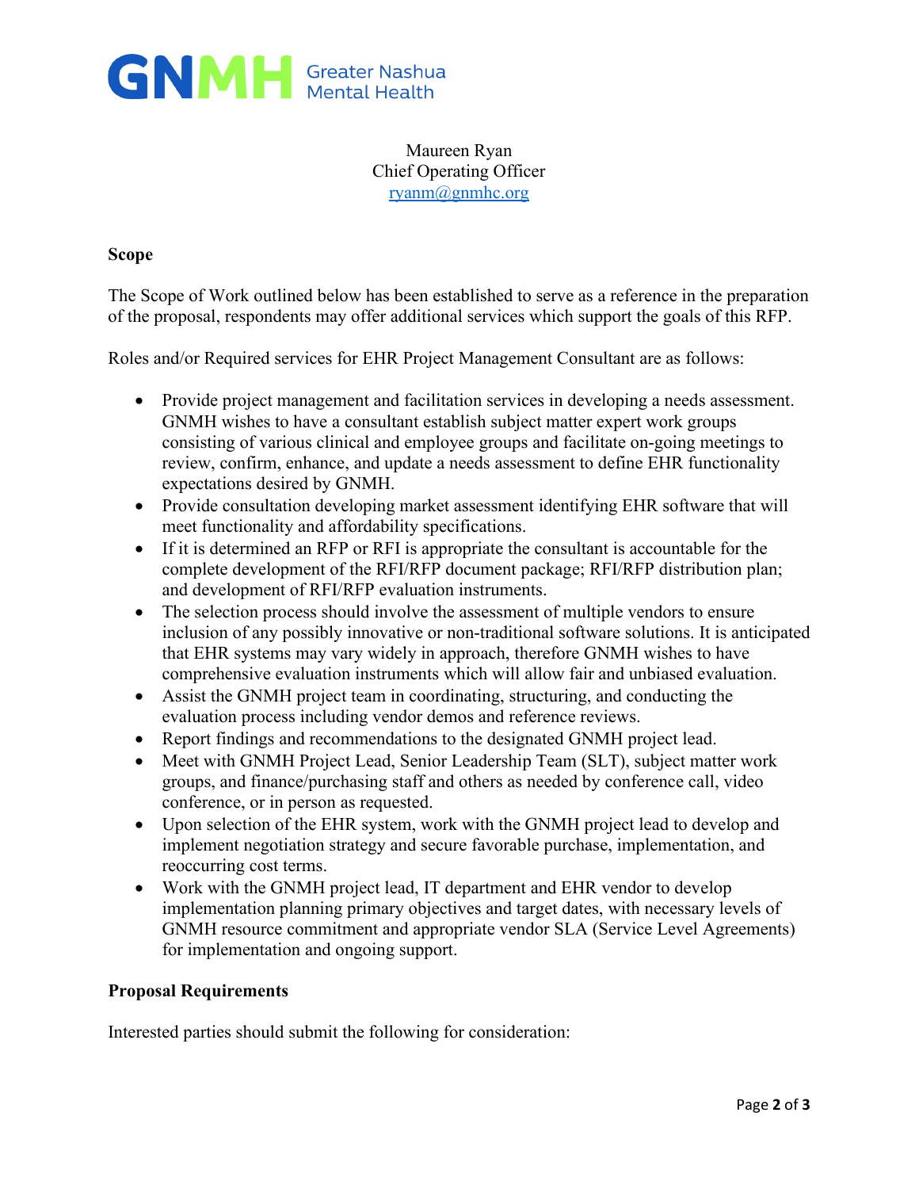**GNMH** Greater Nashua Mental Health

Maureen Ryan
Chief Operating Officer
ryanm@gnmhc.org

**Scope**

The Scope of Work outlined below has been established to serve as a reference in the preparation of the proposal, respondents may offer additional services which support the goals of this RFP.

Roles and/or Required services for EHR Project Management Consultant are as follows:

- Provide project management and facilitation services in developing a needs assessment. GNMH wishes to have a consultant establish subject matter expert work groups consisting of various clinical and employee groups and facilitate on-going meetings to review, confirm, enhance, and update a needs assessment to define EHR functionality expectations desired by GNMH.
- Provide consultation developing market assessment identifying EHR software that will meet functionality and affordability specifications.
- If it is determined an RFP or RFI is appropriate the consultant is accountable for the complete development of the RFI/RFP document package; RFI/RFP distribution plan; and development of RFI/RFP evaluation instruments.
- The selection process should involve the assessment of multiple vendors to ensure inclusion of any possibly innovative or non-traditional software solutions. It is anticipated that EHR systems may vary widely in approach, therefore GNMH wishes to have comprehensive evaluation instruments which will allow fair and unbiased evaluation.
- Assist the GNMH project team in coordinating, structuring, and conducting the evaluation process including vendor demos and reference reviews.
- Report findings and recommendations to the designated GNMH project lead.
- Meet with GNMH Project Lead, Senior Leadership Team (SLT), subject matter work groups, and finance/purchasing staff and others as needed by conference call, video conference, or in person as requested.
- Upon selection of the EHR system, work with the GNMH project lead to develop and implement negotiation strategy and secure favorable purchase, implementation, and reoccurring cost terms.
- Work with the GNMH project lead, IT department and EHR vendor to develop implementation planning primary objectives and target dates, with necessary levels of GNMH resource commitment and appropriate vendor SLA (Service Level Agreements) for implementation and ongoing support.

**Proposal Requirements**

Interested parties should submit the following for consideration: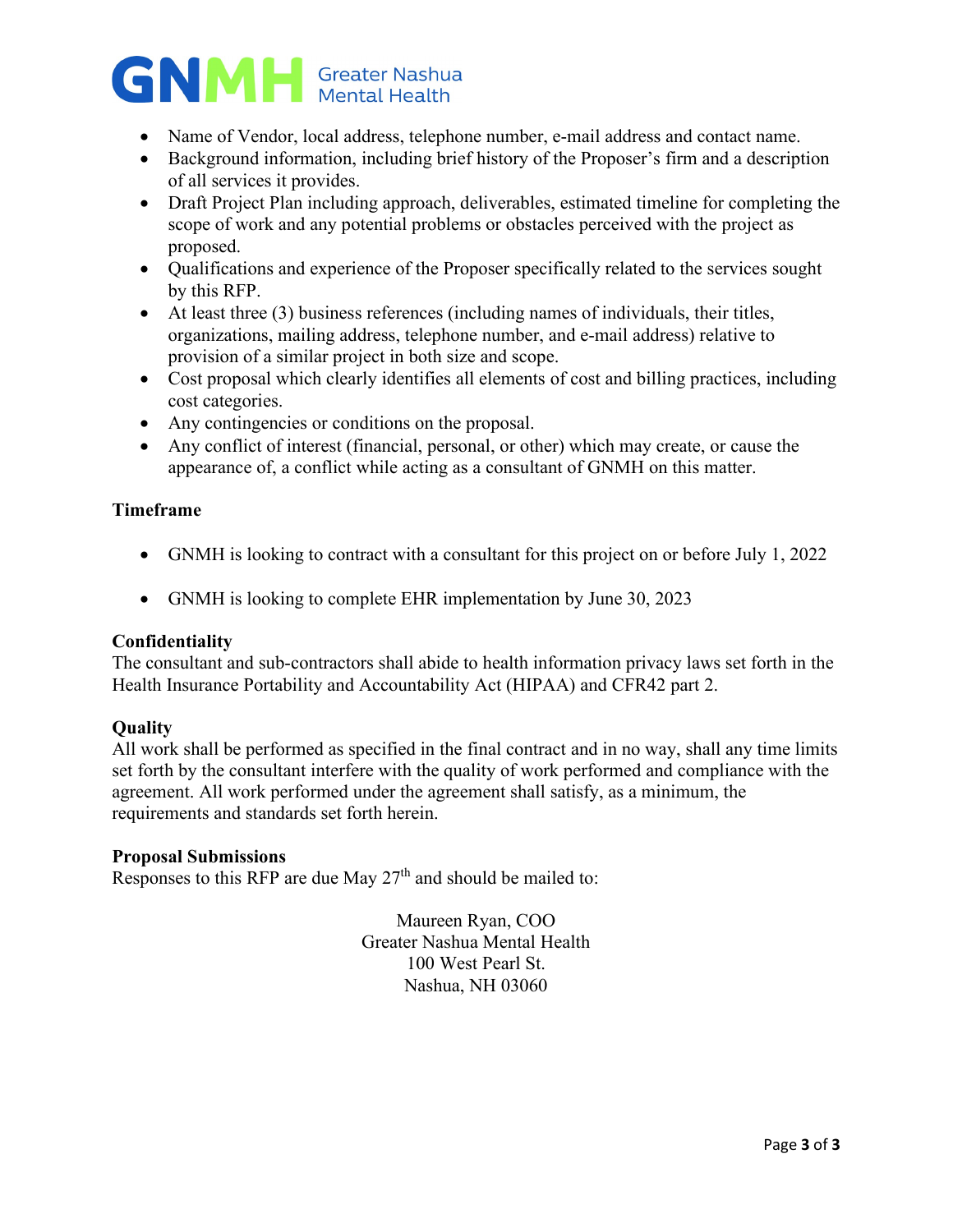- Name of Vendor, local address, telephone number, e-mail address and contact name.
- Background information, including brief history of the Proposer's firm and a description of all services it provides.
- Draft Project Plan including approach, deliverables, estimated timeline for completing the scope of work and any potential problems or obstacles perceived with the project as proposed.
- Qualifications and experience of the Proposer specifically related to the services sought by this RFP.
- At least three (3) business references (including names of individuals, their titles, organizations, mailing address, telephone number, and e-mail address) relative to provision of a similar project in both size and scope.
- Cost proposal which clearly identifies all elements of cost and billing practices, including cost categories.
- Any contingencies or conditions on the proposal.
- Any conflict of interest (financial, personal, or other) which may create, or cause the appearance of, a conflict while acting as a consultant of GNMH on this matter.

**Timeframe**

- GNMH is looking to contract with a consultant for this project on or before July 1, 2022
- GNMH is looking to complete EHR implementation by June 30, 2023

**Confidentiality**

The consultant and sub-contractors shall abide to health information privacy laws set forth in the Health Insurance Portability and Accountability Act (HIPAA) and CFR42 part 2.

**Quality**

All work shall be performed as specified in the final contract and in no way, shall any time limits set forth by the consultant interfere with the quality of work performed and compliance with the agreement. All work performed under the agreement shall satisfy, as a minimum, the requirements and standards set forth herein.

**Proposal Submissions**

Responses to this RFP are due May 27th and should be mailed to:

Maureen Ryan, COO
Greater Nashua Mental Health
100 West Pearl St.
Nashua, NH 03060